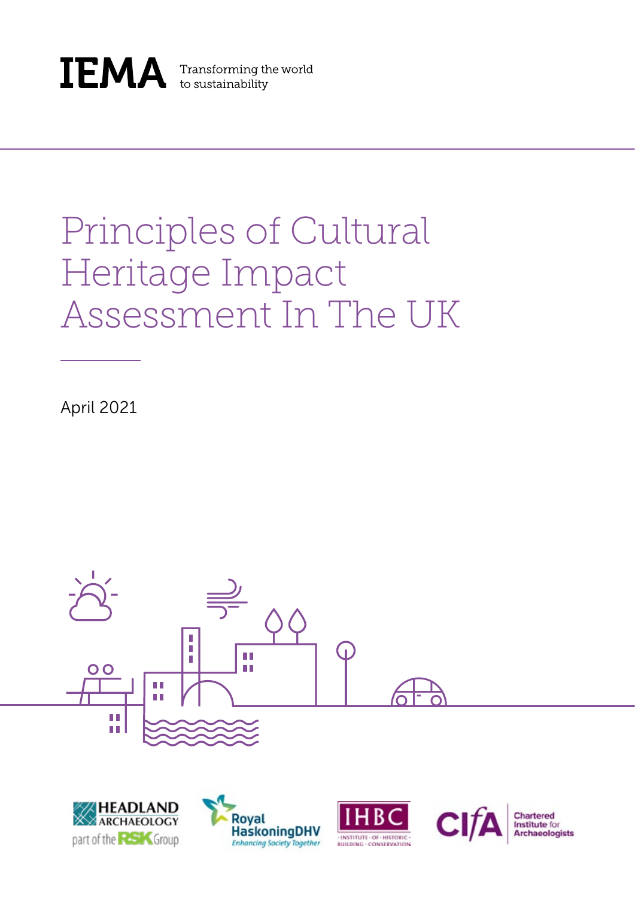IEMA Transforming the world to sustainability

# Principles of Cultural Heritage Impact Assessment In The UK

April 2021

HEADLAND ARCHAEOLOGY part of the RSK Group

Royal HaskoningDHV Enhancing Society Together

IHBC INSTITUTE OF HISTORIC BUILDING CONSERVATION

CIfA Chartered Institute for Archaeologists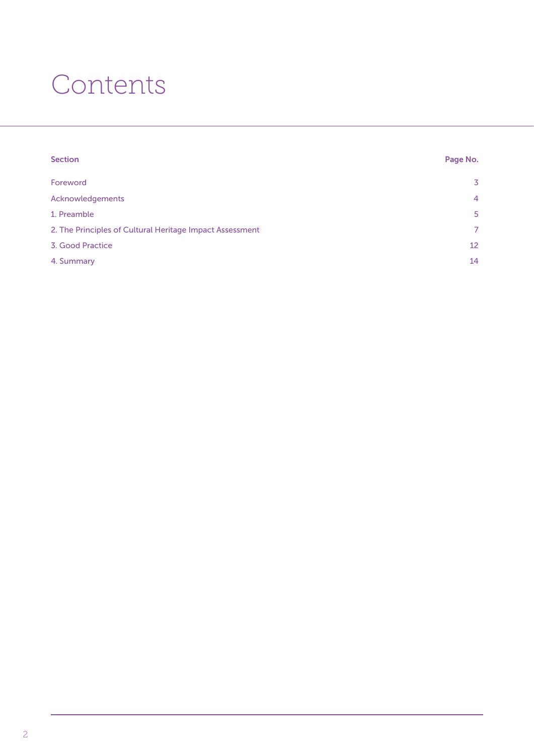# Contents

| Section | Page No. |
|---|---|
| Foreword | 3 |
| Acknowledgements | 4 |
| 1. Preamble | 5 |
| 2. The Principles of Cultural Heritage Impact Assessment | 7 |
| 3. Good Practice | 12 |
| 4. Summary | 14 |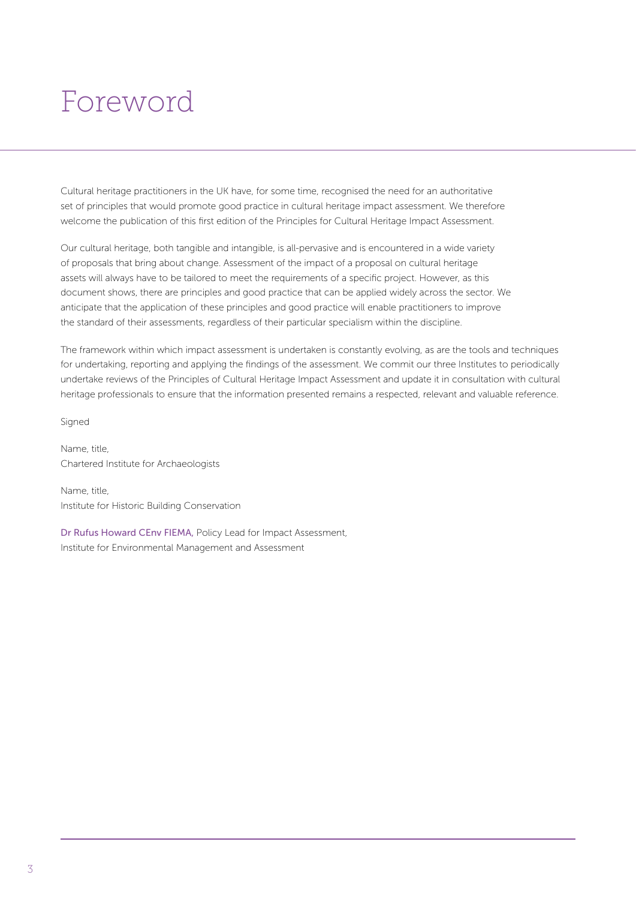# Foreword

Cultural heritage practitioners in the UK have, for some time, recognised the need for an authoritative set of principles that would promote good practice in cultural heritage impact assessment. We therefore welcome the publication of this first edition of the Principles for Cultural Heritage Impact Assessment.

Our cultural heritage, both tangible and intangible, is all-pervasive and is encountered in a wide variety of proposals that bring about change. Assessment of the impact of a proposal on cultural heritage assets will always have to be tailored to meet the requirements of a specific project. However, as this document shows, there are principles and good practice that can be applied widely across the sector. We anticipate that the application of these principles and good practice will enable practitioners to improve the standard of their assessments, regardless of their particular specialism within the discipline.

The framework within which impact assessment is undertaken is constantly evolving, as are the tools and techniques for undertaking, reporting and applying the findings of the assessment. We commit our three Institutes to periodically undertake reviews of the Principles of Cultural Heritage Impact Assessment and update it in consultation with cultural heritage professionals to ensure that the information presented remains a respected, relevant and valuable reference.

Signed

Name, title,
Chartered Institute for Archaeologists

Name, title,
Institute for Historic Building Conservation

Dr Rufus Howard CEnv FIEMA, Policy Lead for Impact Assessment,
Institute for Environmental Management and Assessment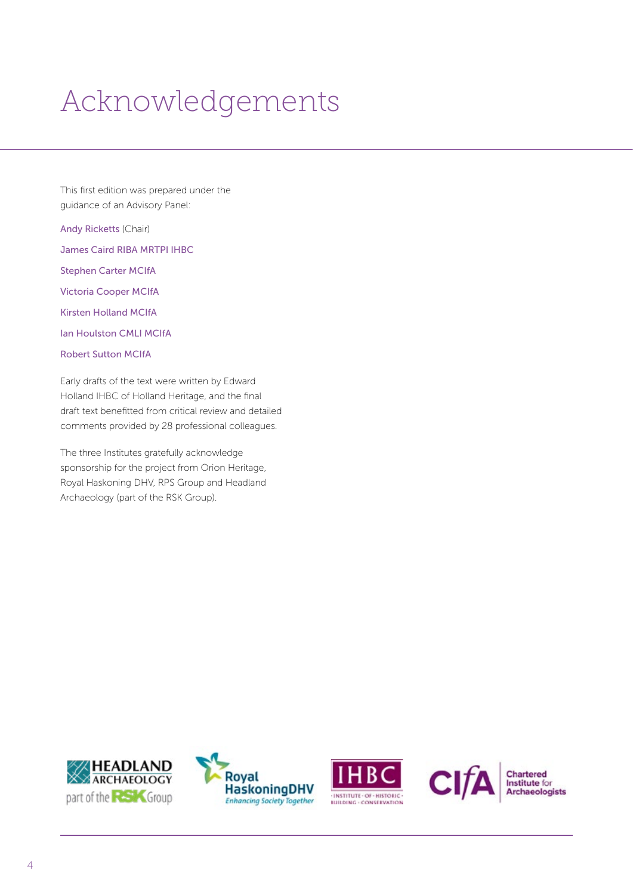# Acknowledgements

This first edition was prepared under the guidance of an Advisory Panel:

Andy Ricketts (Chair)

James Caird RIBA MRTPI IHBC

Stephen Carter MCIfA

Victoria Cooper MCIfA

Kirsten Holland MCIfA

Ian Houlston CMLI MCIfA

Robert Sutton MCIfA

Early drafts of the text were written by Edward Holland IHBC of Holland Heritage, and the final draft text benefitted from critical review and detailed comments provided by 28 professional colleagues.

The three Institutes gratefully acknowledge sponsorship for the project from Orion Heritage, Royal Haskoning DHV, RPS Group and Headland Archaeology (part of the RSK Group).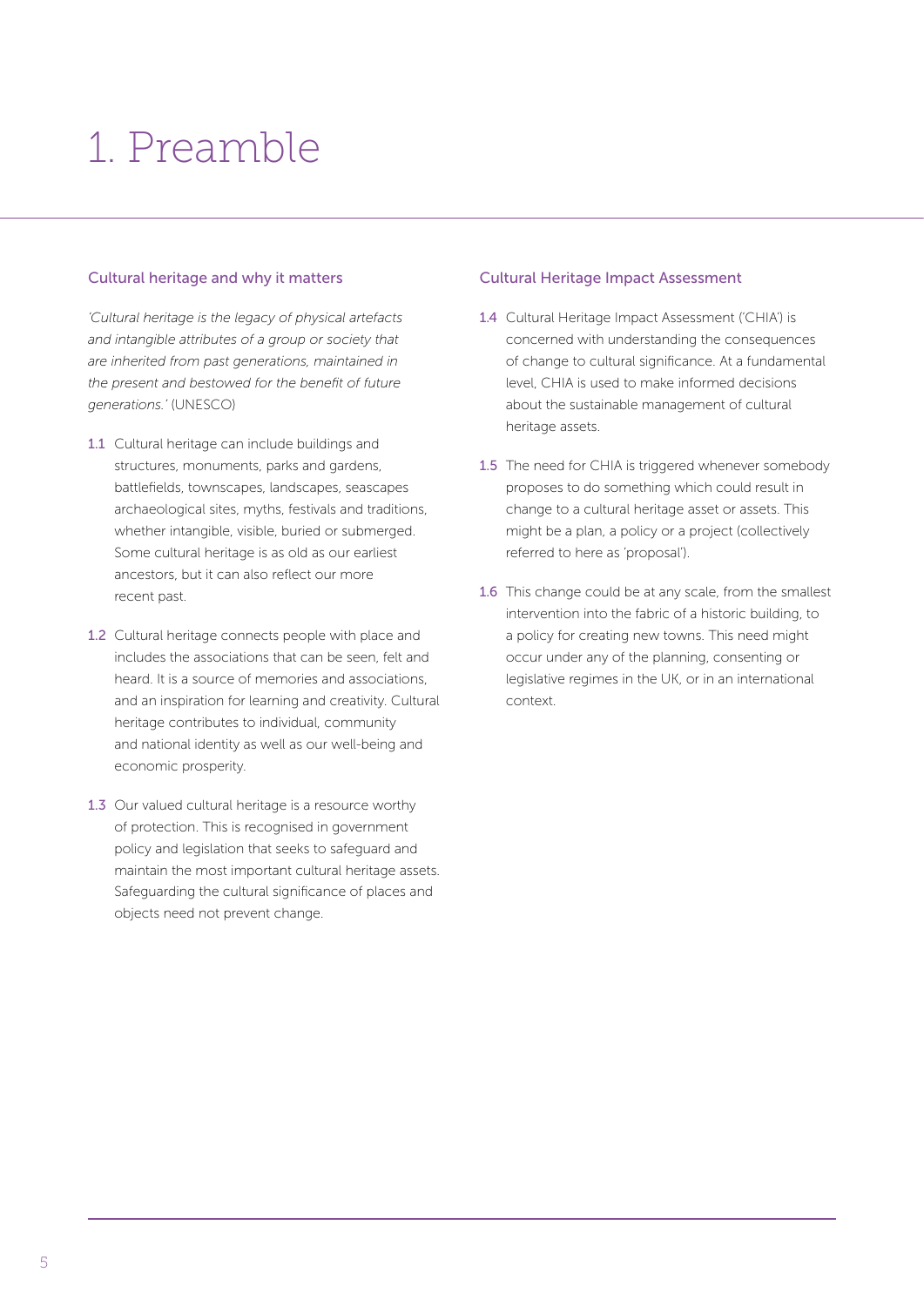# 1. Preamble

## Cultural heritage and why it matters

*'Cultural heritage is the legacy of physical artefacts and intangible attributes of a group or society that are inherited from past generations, maintained in the present and bestowed for the benefit of future generations.'* (UNESCO)

1.1 Cultural heritage can include buildings and structures, monuments, parks and gardens, battlefields, townscapes, landscapes, seascapes archaeological sites, myths, festivals and traditions, whether intangible, visible, buried or submerged. Some cultural heritage is as old as our earliest ancestors, but it can also reflect our more recent past.

1.2 Cultural heritage connects people with place and includes the associations that can be seen, felt and heard. It is a source of memories and associations, and an inspiration for learning and creativity. Cultural heritage contributes to individual, community and national identity as well as our well-being and economic prosperity.

1.3 Our valued cultural heritage is a resource worthy of protection. This is recognised in government policy and legislation that seeks to safeguard and maintain the most important cultural heritage assets. Safeguarding the cultural significance of places and objects need not prevent change.

## Cultural Heritage Impact Assessment

1.4 Cultural Heritage Impact Assessment ('CHIA') is concerned with understanding the consequences of change to cultural significance. At a fundamental level, CHIA is used to make informed decisions about the sustainable management of cultural heritage assets.

1.5 The need for CHIA is triggered whenever somebody proposes to do something which could result in change to a cultural heritage asset or assets. This might be a plan, a policy or a project (collectively referred to here as 'proposal').

1.6 This change could be at any scale, from the smallest intervention into the fabric of a historic building, to a policy for creating new towns. This need might occur under any of the planning, consenting or legislative regimes in the UK, or in an international context.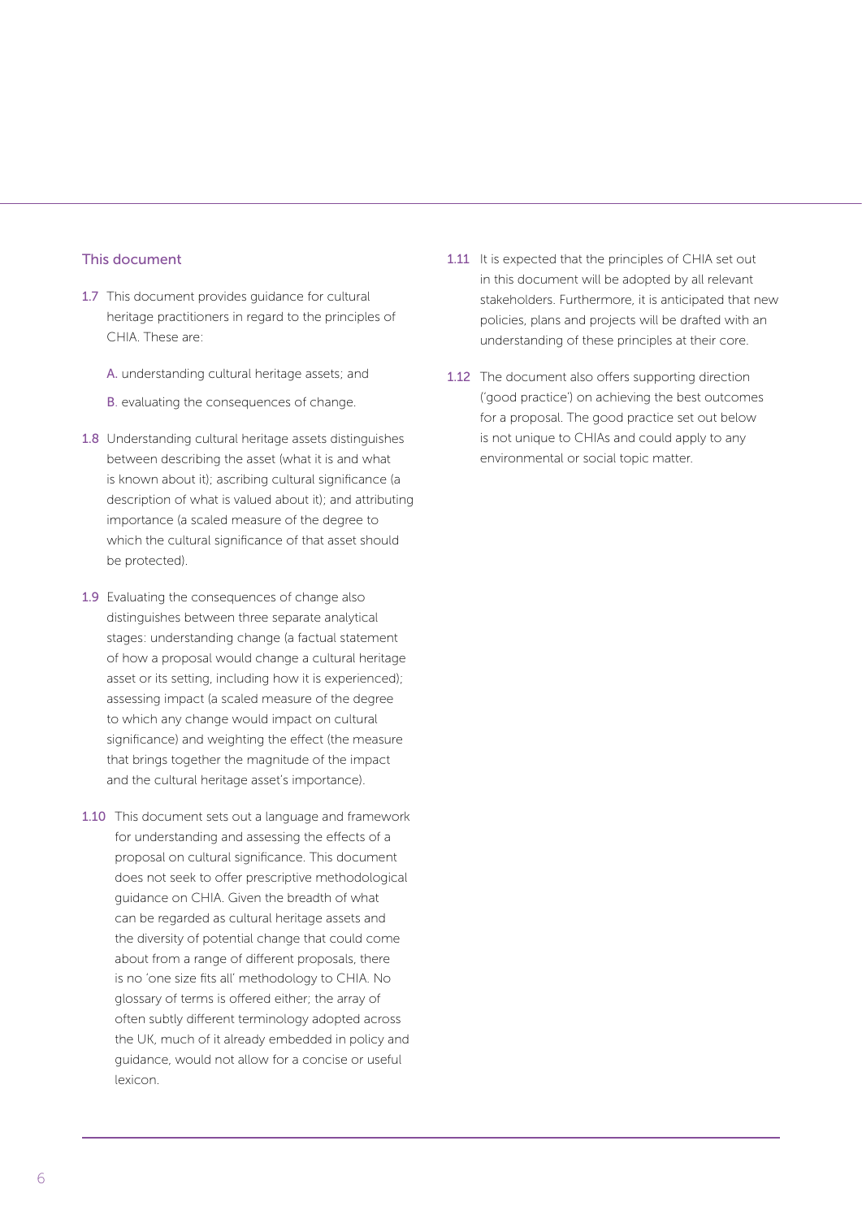## This document

1.7 This document provides guidance for cultural heritage practitioners in regard to the principles of CHIA. These are:

A. understanding cultural heritage assets; and

B. evaluating the consequences of change.

1.8 Understanding cultural heritage assets distinguishes between describing the asset (what it is and what is known about it); ascribing cultural significance (a description of what is valued about it); and attributing importance (a scaled measure of the degree to which the cultural significance of that asset should be protected).

1.9 Evaluating the consequences of change also distinguishes between three separate analytical stages: understanding change (a factual statement of how a proposal would change a cultural heritage asset or its setting, including how it is experienced); assessing impact (a scaled measure of the degree to which any change would impact on cultural significance) and weighting the effect (the measure that brings together the magnitude of the impact and the cultural heritage asset's importance).

1.10 This document sets out a language and framework for understanding and assessing the effects of a proposal on cultural significance. This document does not seek to offer prescriptive methodological guidance on CHIA. Given the breadth of what can be regarded as cultural heritage assets and the diversity of potential change that could come about from a range of different proposals, there is no 'one size fits all' methodology to CHIA. No glossary of terms is offered either; the array of often subtly different terminology adopted across the UK, much of it already embedded in policy and guidance, would not allow for a concise or useful lexicon.

1.11 It is expected that the principles of CHIA set out in this document will be adopted by all relevant stakeholders. Furthermore, it is anticipated that new policies, plans and projects will be drafted with an understanding of these principles at their core.

1.12 The document also offers supporting direction ('good practice') on achieving the best outcomes for a proposal. The good practice set out below is not unique to CHIAs and could apply to any environmental or social topic matter.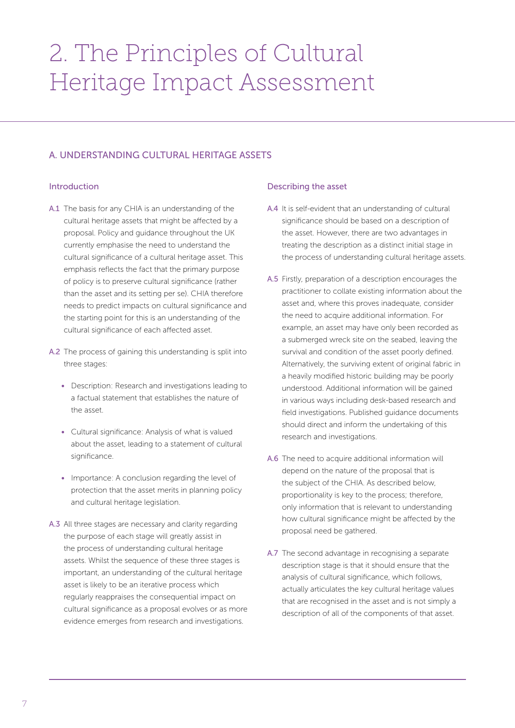# 2. The Principles of Cultural Heritage Impact Assessment

## A. UNDERSTANDING CULTURAL HERITAGE ASSETS

### Introduction

A.1 The basis for any CHIA is an understanding of the cultural heritage assets that might be affected by a proposal. Policy and guidance throughout the UK currently emphasise the need to understand the cultural significance of a cultural heritage asset. This emphasis reflects the fact that the primary purpose of policy is to preserve cultural significance (rather than the asset and its setting per se). CHIA therefore needs to predict impacts on cultural significance and the starting point for this is an understanding of the cultural significance of each affected asset.

A.2 The process of gaining this understanding is split into three stages:

- Description: Research and investigations leading to a factual statement that establishes the nature of the asset.
- Cultural significance: Analysis of what is valued about the asset, leading to a statement of cultural significance.
- Importance: A conclusion regarding the level of protection that the asset merits in planning policy and cultural heritage legislation.

A.3 All three stages are necessary and clarity regarding the purpose of each stage will greatly assist in the process of understanding cultural heritage assets. Whilst the sequence of these three stages is important, an understanding of the cultural heritage asset is likely to be an iterative process which regularly reappraises the consequential impact on cultural significance as a proposal evolves or as more evidence emerges from research and investigations.

### Describing the asset

A.4 It is self-evident that an understanding of cultural significance should be based on a description of the asset. However, there are two advantages in treating the description as a distinct initial stage in the process of understanding cultural heritage assets.

A.5 Firstly, preparation of a description encourages the practitioner to collate existing information about the asset and, where this proves inadequate, consider the need to acquire additional information. For example, an asset may have only been recorded as a submerged wreck site on the seabed, leaving the survival and condition of the asset poorly defined. Alternatively, the surviving extent of original fabric in a heavily modified historic building may be poorly understood. Additional information will be gained in various ways including desk-based research and field investigations. Published guidance documents should direct and inform the undertaking of this research and investigations.

A.6 The need to acquire additional information will depend on the nature of the proposal that is the subject of the CHIA. As described below, proportionality is key to the process; therefore, only information that is relevant to understanding how cultural significance might be affected by the proposal need be gathered.

A.7 The second advantage in recognising a separate description stage is that it should ensure that the analysis of cultural significance, which follows, actually articulates the key cultural heritage values that are recognised in the asset and is not simply a description of all of the components of that asset.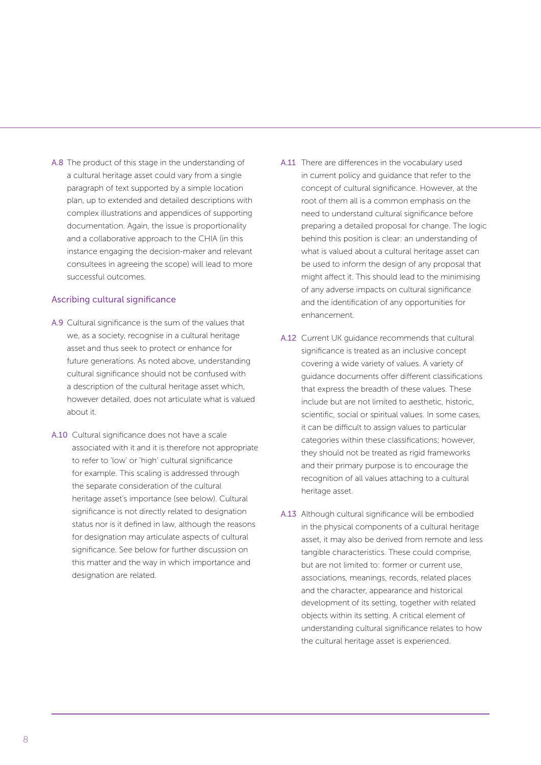A.8 The product of this stage in the understanding of a cultural heritage asset could vary from a single paragraph of text supported by a simple location plan, up to extended and detailed descriptions with complex illustrations and appendices of supporting documentation. Again, the issue is proportionality and a collaborative approach to the CHIA (in this instance engaging the decision-maker and relevant consultees in agreeing the scope) will lead to more successful outcomes.

## Ascribing cultural significance

A.9 Cultural significance is the sum of the values that we, as a society, recognise in a cultural heritage asset and thus seek to protect or enhance for future generations. As noted above, understanding cultural significance should not be confused with a description of the cultural heritage asset which, however detailed, does not articulate what is valued about it.

A.10 Cultural significance does not have a scale associated with it and it is therefore not appropriate to refer to 'low' or 'high' cultural significance for example. This scaling is addressed through the separate consideration of the cultural heritage asset's importance (see below). Cultural significance is not directly related to designation status nor is it defined in law, although the reasons for designation may articulate aspects of cultural significance. See below for further discussion on this matter and the way in which importance and designation are related.

A.11 There are differences in the vocabulary used in current policy and guidance that refer to the concept of cultural significance. However, at the root of them all is a common emphasis on the need to understand cultural significance before preparing a detailed proposal for change. The logic behind this position is clear: an understanding of what is valued about a cultural heritage asset can be used to inform the design of any proposal that might affect it. This should lead to the minimising of any adverse impacts on cultural significance and the identification of any opportunities for enhancement.

A.12 Current UK guidance recommends that cultural significance is treated as an inclusive concept covering a wide variety of values. A variety of guidance documents offer different classifications that express the breadth of these values. These include but are not limited to aesthetic, historic, scientific, social or spiritual values. In some cases, it can be difficult to assign values to particular categories within these classifications; however, they should not be treated as rigid frameworks and their primary purpose is to encourage the recognition of all values attaching to a cultural heritage asset.

A.13 Although cultural significance will be embodied in the physical components of a cultural heritage asset, it may also be derived from remote and less tangible characteristics. These could comprise, but are not limited to: former or current use, associations, meanings, records, related places and the character, appearance and historical development of its setting, together with related objects within its setting. A critical element of understanding cultural significance relates to how the cultural heritage asset is experienced.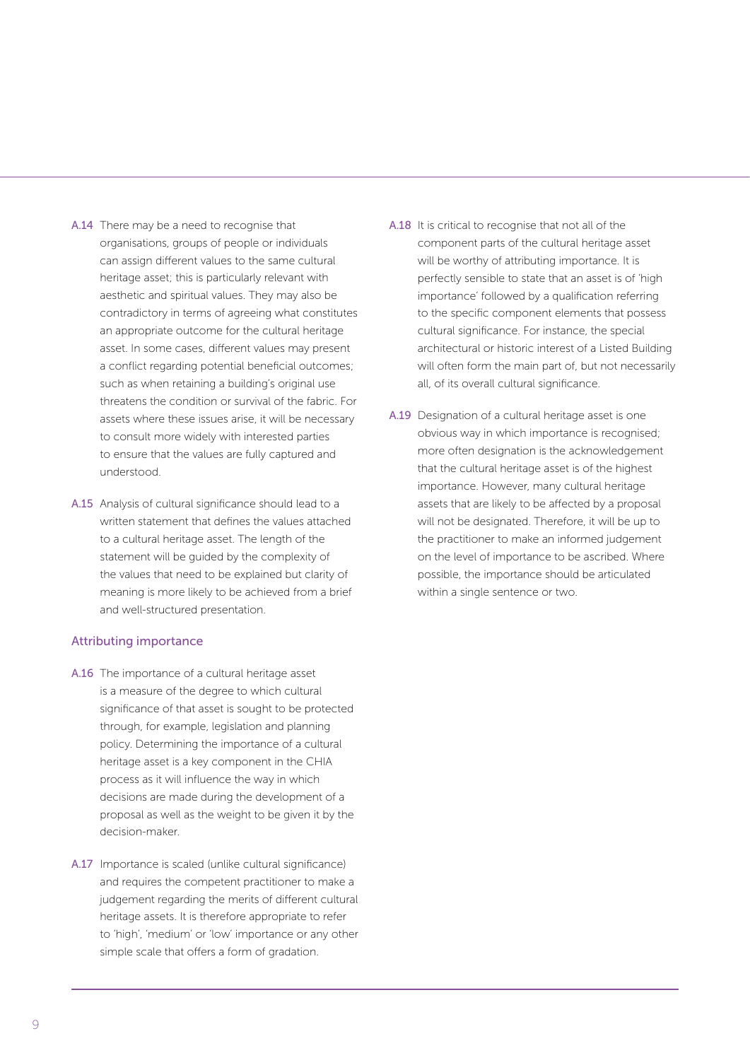A.14 There may be a need to recognise that organisations, groups of people or individuals can assign different values to the same cultural heritage asset; this is particularly relevant with aesthetic and spiritual values. They may also be contradictory in terms of agreeing what constitutes an appropriate outcome for the cultural heritage asset. In some cases, different values may present a conflict regarding potential beneficial outcomes; such as when retaining a building's original use threatens the condition or survival of the fabric. For assets where these issues arise, it will be necessary to consult more widely with interested parties to ensure that the values are fully captured and understood.

A.15 Analysis of cultural significance should lead to a written statement that defines the values attached to a cultural heritage asset. The length of the statement will be guided by the complexity of the values that need to be explained but clarity of meaning is more likely to be achieved from a brief and well-structured presentation.

### Attributing importance

A.16 The importance of a cultural heritage asset is a measure of the degree to which cultural significance of that asset is sought to be protected through, for example, legislation and planning policy. Determining the importance of a cultural heritage asset is a key component in the CHIA process as it will influence the way in which decisions are made during the development of a proposal as well as the weight to be given it by the decision-maker.

A.17 Importance is scaled (unlike cultural significance) and requires the competent practitioner to make a judgement regarding the merits of different cultural heritage assets. It is therefore appropriate to refer to 'high', 'medium' or 'low' importance or any other simple scale that offers a form of gradation.

A.18 It is critical to recognise that not all of the component parts of the cultural heritage asset will be worthy of attributing importance. It is perfectly sensible to state that an asset is of 'high importance' followed by a qualification referring to the specific component elements that possess cultural significance. For instance, the special architectural or historic interest of a Listed Building will often form the main part of, but not necessarily all, of its overall cultural significance.

A.19 Designation of a cultural heritage asset is one obvious way in which importance is recognised; more often designation is the acknowledgement that the cultural heritage asset is of the highest importance. However, many cultural heritage assets that are likely to be affected by a proposal will not be designated. Therefore, it will be up to the practitioner to make an informed judgement on the level of importance to be ascribed. Where possible, the importance should be articulated within a single sentence or two.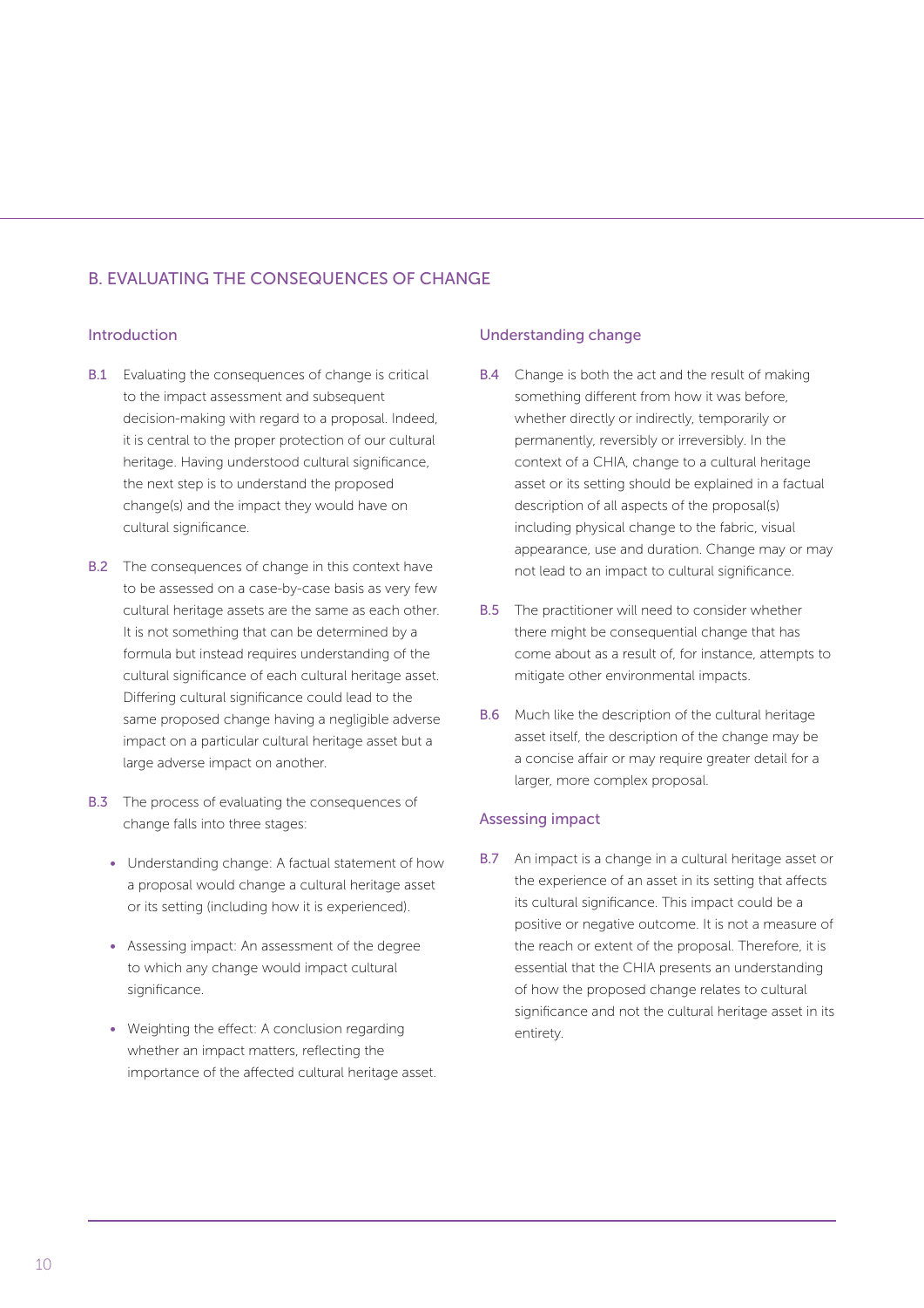## B. EVALUATING THE CONSEQUENCES OF CHANGE

### Introduction

B.1 Evaluating the consequences of change is critical to the impact assessment and subsequent decision-making with regard to a proposal. Indeed, it is central to the proper protection of our cultural heritage. Having understood cultural significance, the next step is to understand the proposed change(s) and the impact they would have on cultural significance.

B.2 The consequences of change in this context have to be assessed on a case-by-case basis as very few cultural heritage assets are the same as each other. It is not something that can be determined by a formula but instead requires understanding of the cultural significance of each cultural heritage asset. Differing cultural significance could lead to the same proposed change having a negligible adverse impact on a particular cultural heritage asset but a large adverse impact on another.

B.3 The process of evaluating the consequences of change falls into three stages:

- Understanding change: A factual statement of how a proposal would change a cultural heritage asset or its setting (including how it is experienced).
- Assessing impact: An assessment of the degree to which any change would impact cultural significance.
- Weighting the effect: A conclusion regarding whether an impact matters, reflecting the importance of the affected cultural heritage asset.

### Understanding change

B.4 Change is both the act and the result of making something different from how it was before, whether directly or indirectly, temporarily or permanently, reversibly or irreversibly. In the context of a CHIA, change to a cultural heritage asset or its setting should be explained in a factual description of all aspects of the proposal(s) including physical change to the fabric, visual appearance, use and duration. Change may or may not lead to an impact to cultural significance.

B.5 The practitioner will need to consider whether there might be consequential change that has come about as a result of, for instance, attempts to mitigate other environmental impacts.

B.6 Much like the description of the cultural heritage asset itself, the description of the change may be a concise affair or may require greater detail for a larger, more complex proposal.

### Assessing impact

B.7 An impact is a change in a cultural heritage asset or the experience of an asset in its setting that affects its cultural significance. This impact could be a positive or negative outcome. It is not a measure of the reach or extent of the proposal. Therefore, it is essential that the CHIA presents an understanding of how the proposed change relates to cultural significance and not the cultural heritage asset in its entirety.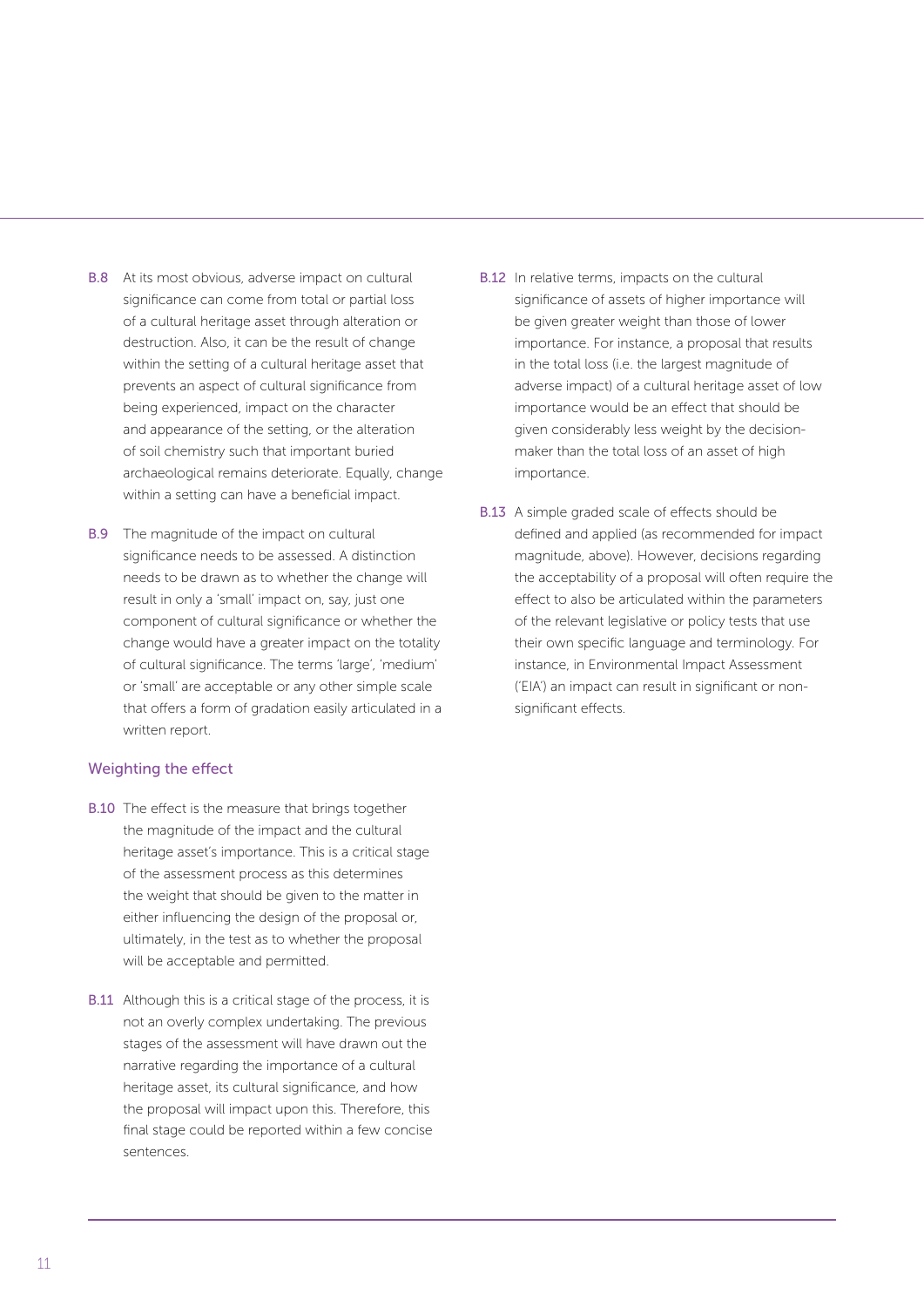**B.8** At its most obvious, adverse impact on cultural significance can come from total or partial loss of a cultural heritage asset through alteration or destruction. Also, it can be the result of change within the setting of a cultural heritage asset that prevents an aspect of cultural significance from being experienced, impact on the character and appearance of the setting, or the alteration of soil chemistry such that important buried archaeological remains deteriorate. Equally, change within a setting can have a beneficial impact.

**B.9** The magnitude of the impact on cultural significance needs to be assessed. A distinction needs to be drawn as to whether the change will result in only a 'small' impact on, say, just one component of cultural significance or whether the change would have a greater impact on the totality of cultural significance. The terms 'large', 'medium' or 'small' are acceptable or any other simple scale that offers a form of gradation easily articulated in a written report.

## Weighting the effect

**B.10** The effect is the measure that brings together the magnitude of the impact and the cultural heritage asset's importance. This is a critical stage of the assessment process as this determines the weight that should be given to the matter in either influencing the design of the proposal or, ultimately, in the test as to whether the proposal will be acceptable and permitted.

**B.11** Although this is a critical stage of the process, it is not an overly complex undertaking. The previous stages of the assessment will have drawn out the narrative regarding the importance of a cultural heritage asset, its cultural significance, and how the proposal will impact upon this. Therefore, this final stage could be reported within a few concise sentences.

**B.12** In relative terms, impacts on the cultural significance of assets of higher importance will be given greater weight than those of lower importance. For instance, a proposal that results in the total loss (i.e. the largest magnitude of adverse impact) of a cultural heritage asset of low importance would be an effect that should be given considerably less weight by the decision-maker than the total loss of an asset of high importance.

**B.13** A simple graded scale of effects should be defined and applied (as recommended for impact magnitude, above). However, decisions regarding the acceptability of a proposal will often require the effect to also be articulated within the parameters of the relevant legislative or policy tests that use their own specific language and terminology. For instance, in Environmental Impact Assessment ('EIA') an impact can result in significant or non-significant effects.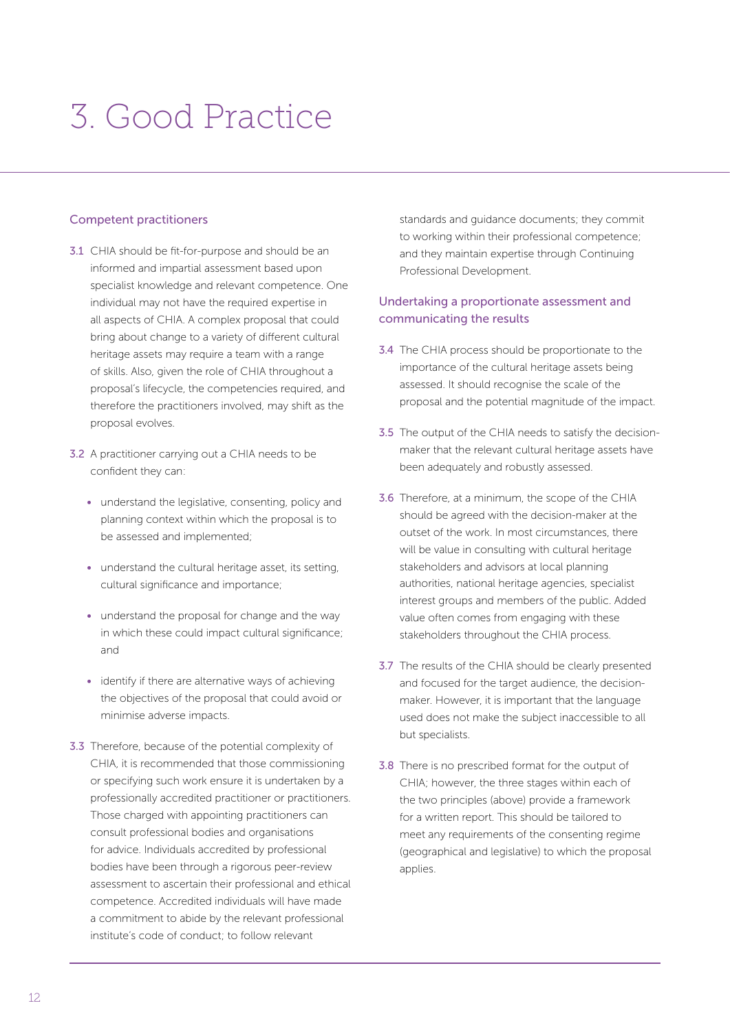# 3. Good Practice

## Competent practitioners

3.1 CHIA should be fit-for-purpose and should be an informed and impartial assessment based upon specialist knowledge and relevant competence. One individual may not have the required expertise in all aspects of CHIA. A complex proposal that could bring about change to a variety of different cultural heritage assets may require a team with a range of skills. Also, given the role of CHIA throughout a proposal's lifecycle, the competencies required, and therefore the practitioners involved, may shift as the proposal evolves.

3.2 A practitioner carrying out a CHIA needs to be confident they can:

- understand the legislative, consenting, policy and planning context within which the proposal is to be assessed and implemented;
- understand the cultural heritage asset, its setting, cultural significance and importance;
- understand the proposal for change and the way in which these could impact cultural significance; and
- identify if there are alternative ways of achieving the objectives of the proposal that could avoid or minimise adverse impacts.

3.3 Therefore, because of the potential complexity of CHIA, it is recommended that those commissioning or specifying such work ensure it is undertaken by a professionally accredited practitioner or practitioners. Those charged with appointing practitioners can consult professional bodies and organisations for advice. Individuals accredited by professional bodies have been through a rigorous peer-review assessment to ascertain their professional and ethical competence. Accredited individuals will have made a commitment to abide by the relevant professional institute's code of conduct; to follow relevant standards and guidance documents; they commit to working within their professional competence; and they maintain expertise through Continuing Professional Development.

## Undertaking a proportionate assessment and communicating the results

3.4 The CHIA process should be proportionate to the importance of the cultural heritage assets being assessed. It should recognise the scale of the proposal and the potential magnitude of the impact.

3.5 The output of the CHIA needs to satisfy the decision-maker that the relevant cultural heritage assets have been adequately and robustly assessed.

3.6 Therefore, at a minimum, the scope of the CHIA should be agreed with the decision-maker at the outset of the work. In most circumstances, there will be value in consulting with cultural heritage stakeholders and advisors at local planning authorities, national heritage agencies, specialist interest groups and members of the public. Added value often comes from engaging with these stakeholders throughout the CHIA process.

3.7 The results of the CHIA should be clearly presented and focused for the target audience, the decision-maker. However, it is important that the language used does not make the subject inaccessible to all but specialists.

3.8 There is no prescribed format for the output of CHIA; however, the three stages within each of the two principles (above) provide a framework for a written report. This should be tailored to meet any requirements of the consenting regime (geographical and legislative) to which the proposal applies.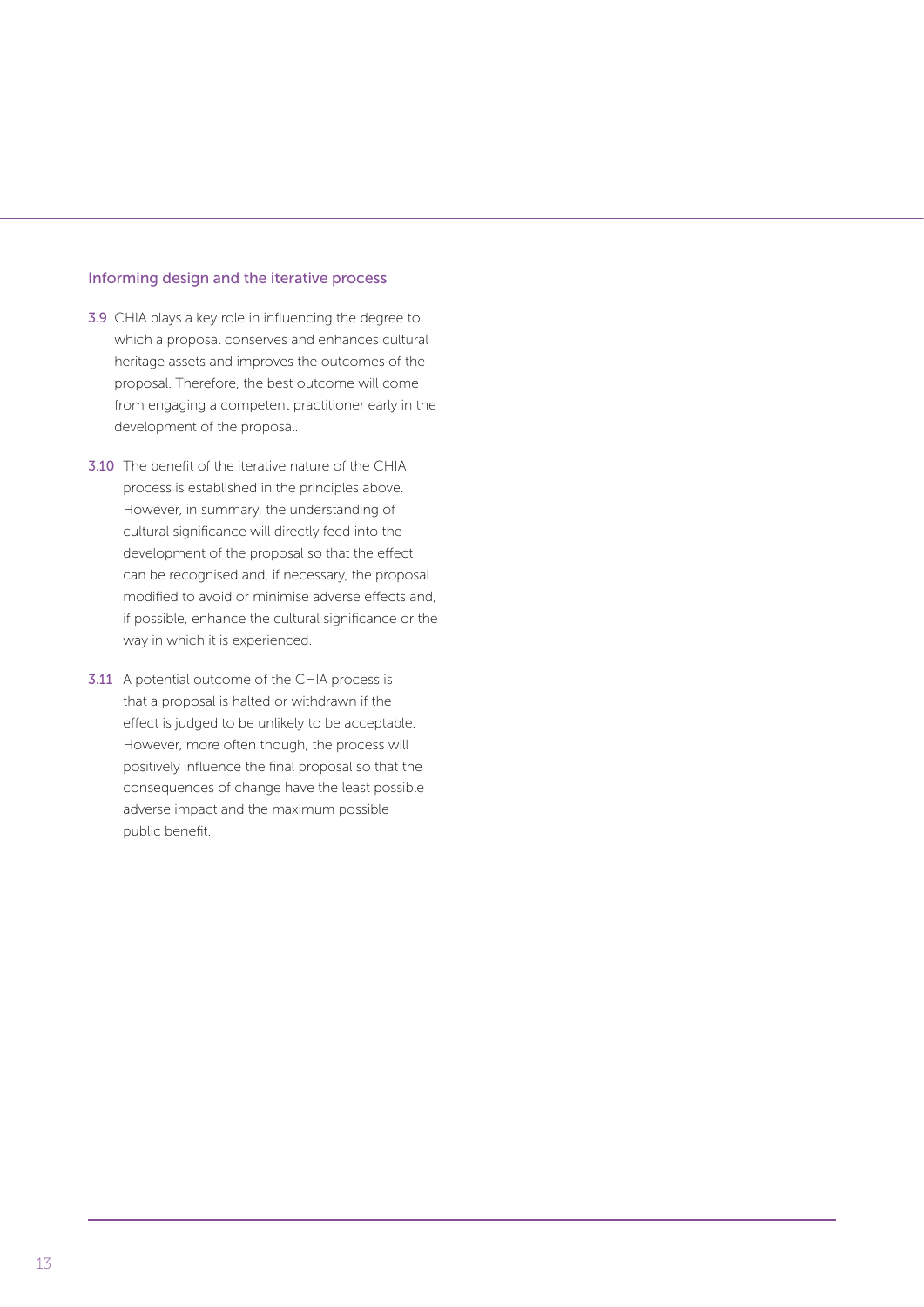## Informing design and the iterative process

3.9 CHIA plays a key role in influencing the degree to which a proposal conserves and enhances cultural heritage assets and improves the outcomes of the proposal. Therefore, the best outcome will come from engaging a competent practitioner early in the development of the proposal.

3.10 The benefit of the iterative nature of the CHIA process is established in the principles above. However, in summary, the understanding of cultural significance will directly feed into the development of the proposal so that the effect can be recognised and, if necessary, the proposal modified to avoid or minimise adverse effects and, if possible, enhance the cultural significance or the way in which it is experienced.

3.11 A potential outcome of the CHIA process is that a proposal is halted or withdrawn if the effect is judged to be unlikely to be acceptable. However, more often though, the process will positively influence the final proposal so that the consequences of change have the least possible adverse impact and the maximum possible public benefit.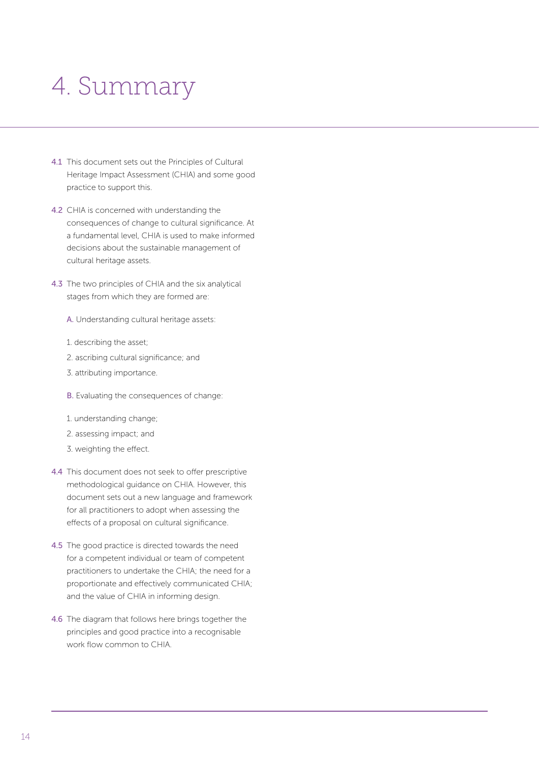# 4. Summary

4.1 This document sets out the Principles of Cultural Heritage Impact Assessment (CHIA) and some good practice to support this.

4.2 CHIA is concerned with understanding the consequences of change to cultural significance. At a fundamental level, CHIA is used to make informed decisions about the sustainable management of cultural heritage assets.

4.3 The two principles of CHIA and the six analytical stages from which they are formed are:

A. Understanding cultural heritage assets:

1. describing the asset;
2. ascribing cultural significance; and
3. attributing importance.

B. Evaluating the consequences of change:

1. understanding change;
2. assessing impact; and
3. weighting the effect.

4.4 This document does not seek to offer prescriptive methodological guidance on CHIA. However, this document sets out a new language and framework for all practitioners to adopt when assessing the effects of a proposal on cultural significance.

4.5 The good practice is directed towards the need for a competent individual or team of competent practitioners to undertake the CHIA; the need for a proportionate and effectively communicated CHIA; and the value of CHIA in informing design.

4.6 The diagram that follows here brings together the principles and good practice into a recognisable work flow common to CHIA.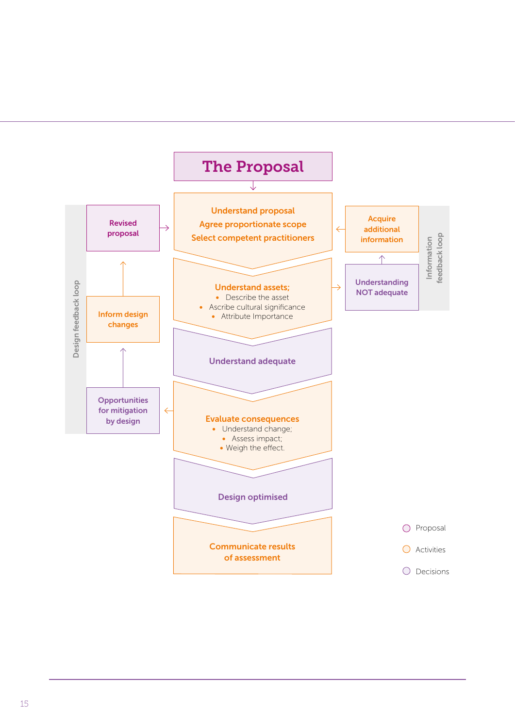# The Proposal

**Understand proposal**
**Agree proportionate scope**
**Select competent practitioners**

**Understand assets;**
- Describe the asset
- Ascribe cultural significance
- Attribute Importance

**Understand adequate**

**Evaluate consequences**
- Understand change;
- Assess impact;
- Weigh the effect.

**Design optimised**

**Communicate results of assessment**

Information feedback loop:

- Understanding NOT adequate
- Acquire additional information

Design feedback loop:

- Opportunities for mitigation by design
- Inform design changes
- Revised proposal

Key:

- Proposal
- Activities
- Decisions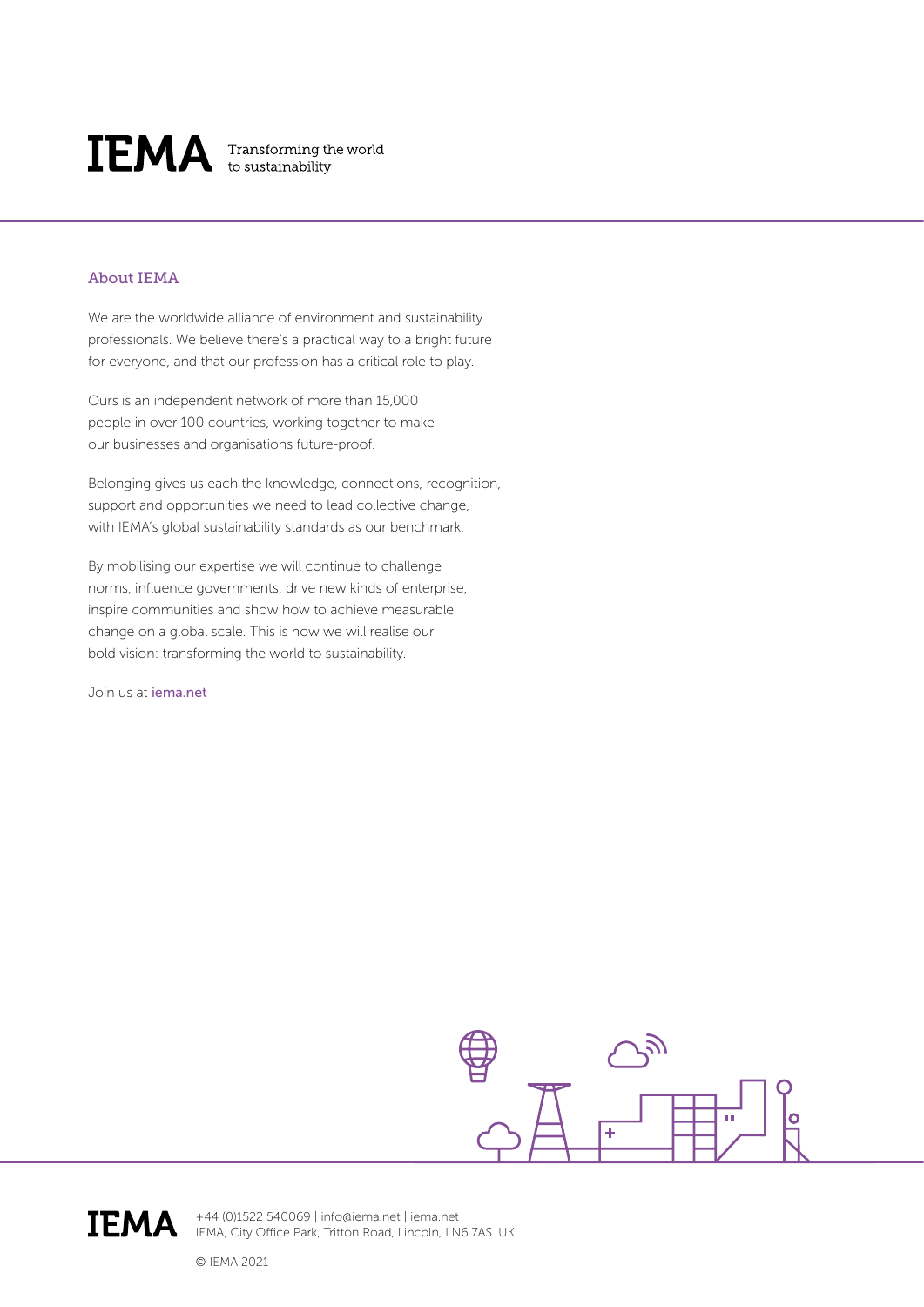IEMA Transforming the world to sustainability

## About IEMA

We are the worldwide alliance of environment and sustainability professionals. We believe there's a practical way to a bright future for everyone, and that our profession has a critical role to play.

Ours is an independent network of more than 15,000 people in over 100 countries, working together to make our businesses and organisations future-proof.

Belonging gives us each the knowledge, connections, recognition, support and opportunities we need to lead collective change, with IEMA's global sustainability standards as our benchmark.

By mobilising our expertise we will continue to challenge norms, influence governments, drive new kinds of enterprise, inspire communities and show how to achieve measurable change on a global scale. This is how we will realise our bold vision: transforming the world to sustainability.

Join us at iema.net

IEMA

+44 (0)1522 540069 | info@iema.net | iema.net
IEMA, City Office Park, Tritton Road, Lincoln, LN6 7AS. UK

© IEMA 2021